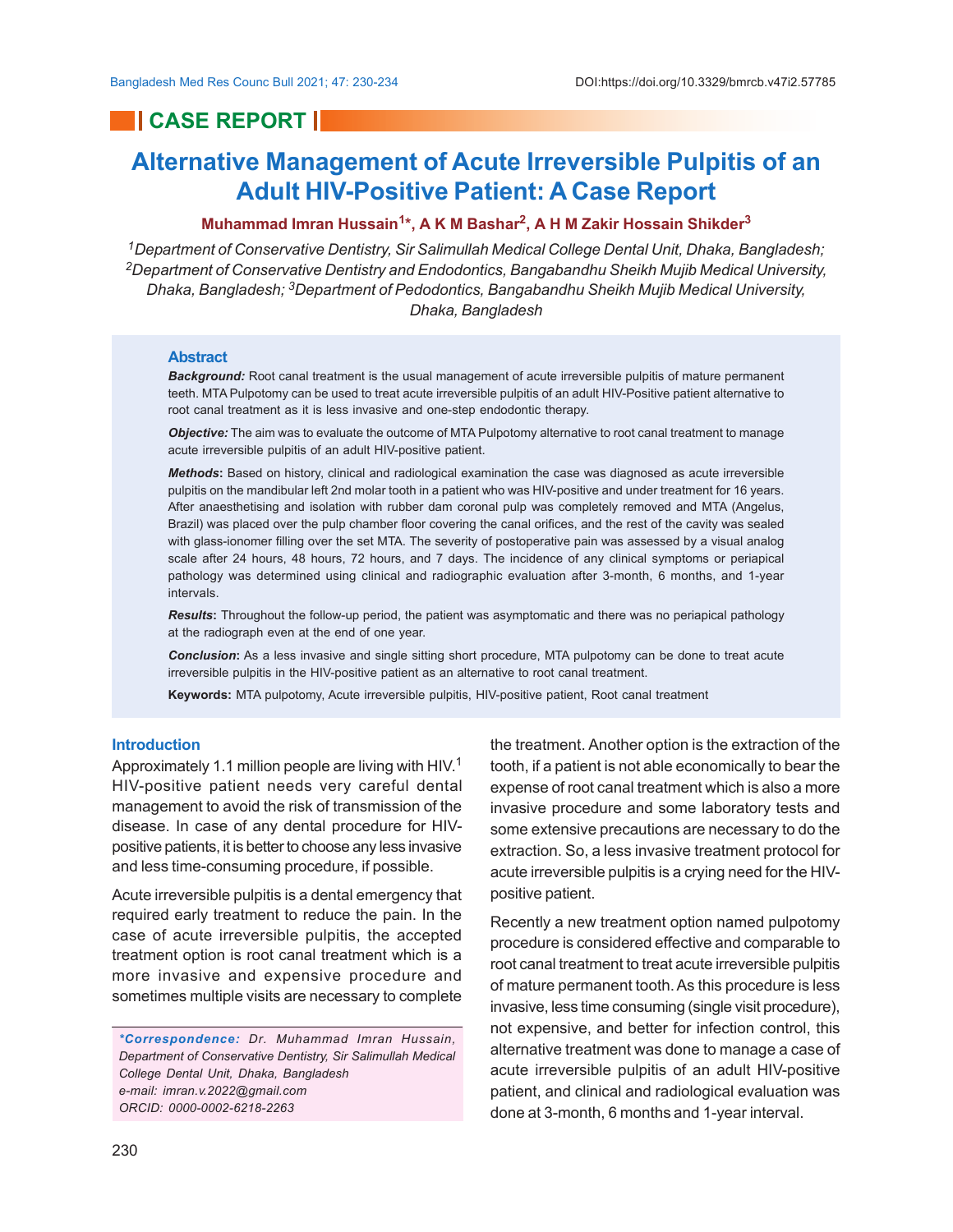CASE REPORT

# Alternative Management of Acute Irreversible Pulpitis of an Adult HIV-Positive Patient: A Case Report

**Muhammad Imran Hussain[1]*, A K M Bashar[2], A H M Zakir Hossain Shikder[3]**

*[1]Department of Conservative Dentistry, Sir Salimullah Medical College Dental Unit, Dhaka, Bangladesh; [2]Department of Conservative Dentistry and Endodontics, Bangabandhu Sheikh Mujib Medical University, Dhaka, Bangladesh; [3]Department of Pedodontics, Bangabandhu Sheikh Mujib Medical University, Dhaka, Bangladesh*

## Abstract

***Background:*** Root canal treatment is the usual management of acute irreversible pulpitis of mature permanent teeth. MTA Pulpotomy can be used to treat acute irreversible pulpitis of an adult HIV-Positive patient alternative to root canal treatment as it is less invasive and one-step endodontic therapy.

***Objective:*** The aim was to evaluate the outcome of MTA Pulpotomy alternative to root canal treatment to manage acute irreversible pulpitis of an adult HIV-positive patient.

***Methods*:** Based on history, clinical and radiological examination the case was diagnosed as acute irreversible pulpitis on the mandibular left 2nd molar tooth in a patient who was HIV-positive and under treatment for 16 years. After anaesthetising and isolation with rubber dam coronal pulp was completely removed and MTA (Angelus, Brazil) was placed over the pulp chamber floor covering the canal orifices, and the rest of the cavity was sealed with glass-ionomer filling over the set MTA. The severity of postoperative pain was assessed by a visual analog scale after 24 hours, 48 hours, 72 hours, and 7 days. The incidence of any clinical symptoms or periapical pathology was determined using clinical and radiographic evaluation after 3-month, 6 months, and 1-year intervals.

***Results*:** Throughout the follow-up period, the patient was asymptomatic and there was no periapical pathology at the radiograph even at the end of one year.

***Conclusion*:** As a less invasive and single sitting short procedure, MTA pulpotomy can be done to treat acute irreversible pulpitis in the HIV-positive patient as an alternative to root canal treatment.

**Keywords:** MTA pulpotomy, Acute irreversible pulpitis, HIV-positive patient, Root canal treatment

## Introduction

Approximately 1.1 million people are living with HIV.[1] HIV-positive patient needs very careful dental management to avoid the risk of transmission of the disease. In case of any dental procedure for HIV-positive patients, it is better to choose any less invasive and less time-consuming procedure, if possible.

Acute irreversible pulpitis is a dental emergency that required early treatment to reduce the pain. In the case of acute irreversible pulpitis, the accepted treatment option is root canal treatment which is a more invasive and expensive procedure and sometimes multiple visits are necessary to complete the treatment. Another option is the extraction of the tooth, if a patient is not able economically to bear the expense of root canal treatment which is also a more invasive procedure and some laboratory tests and some extensive precautions are necessary to do the extraction. So, a less invasive treatment protocol for acute irreversible pulpitis is a crying need for the HIV-positive patient.

Recently a new treatment option named pulpotomy procedure is considered effective and comparable to root canal treatment to treat acute irreversible pulpitis of mature permanent tooth. As this procedure is less invasive, less time consuming (single visit procedure), not expensive, and better for infection control, this alternative treatment was done to manage a case of acute irreversible pulpitis of an adult HIV-positive patient, and clinical and radiological evaluation was done at 3-month, 6 months and 1-year interval.

*\*Correspondence: Dr. Muhammad Imran Hussain, Department of Conservative Dentistry, Sir Salimullah Medical College Dental Unit, Dhaka, Bangladesh*
*e-mail: imran.v.2022@gmail.com*
*ORCID: 0000-0002-6218-2263*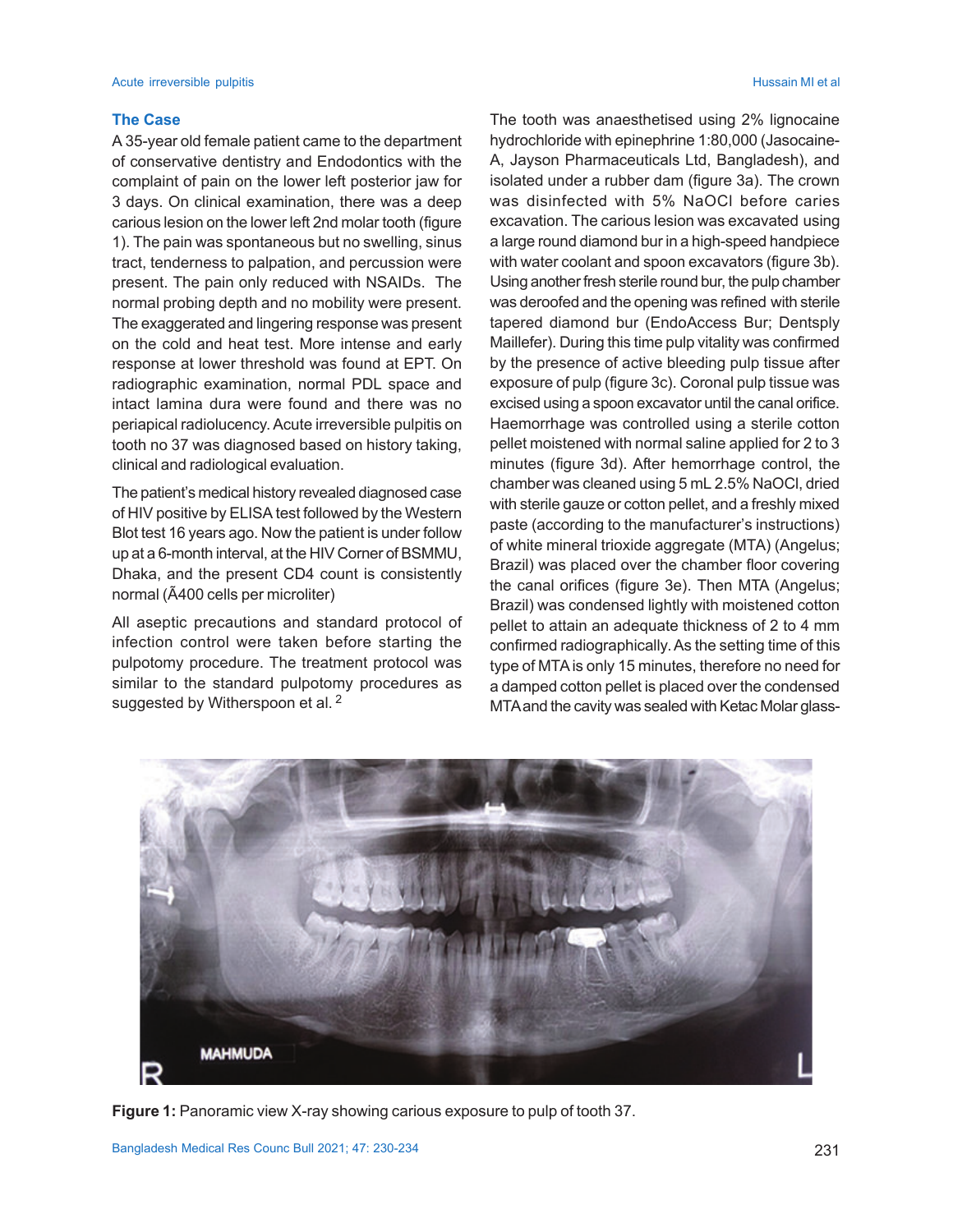## The Case

A 35-year old female patient came to the department of conservative dentistry and Endodontics with the complaint of pain on the lower left posterior jaw for 3 days. On clinical examination, there was a deep carious lesion on the lower left 2nd molar tooth (figure 1). The pain was spontaneous but no swelling, sinus tract, tenderness to palpation, and percussion were present. The pain only reduced with NSAIDs. The normal probing depth and no mobility were present. The exaggerated and lingering response was present on the cold and heat test. More intense and early response at lower threshold was found at EPT. On radiographic examination, normal PDL space and intact lamina dura were found and there was no periapical radiolucency. Acute irreversible pulpitis on tooth no 37 was diagnosed based on history taking, clinical and radiological evaluation.

The patient's medical history revealed diagnosed case of HIV positive by ELISA test followed by the Western Blot test 16 years ago. Now the patient is under follow up at a 6-month interval, at the HIV Corner of BSMMU, Dhaka, and the present CD4 count is consistently normal (Ã400 cells per microliter)

All aseptic precautions and standard protocol of infection control were taken before starting the pulpotomy procedure. The treatment protocol was similar to the standard pulpotomy procedures as suggested by Witherspoon et al. [2]

The tooth was anaesthetised using 2% lignocaine hydrochloride with epinephrine 1:80,000 (Jasocaine-A, Jayson Pharmaceuticals Ltd, Bangladesh), and isolated under a rubber dam (figure 3a). The crown was disinfected with 5% NaOCl before caries excavation. The carious lesion was excavated using a large round diamond bur in a high-speed handpiece with water coolant and spoon excavators (figure 3b). Using another fresh sterile round bur, the pulp chamber was deroofed and the opening was refined with sterile tapered diamond bur (EndoAccess Bur; Dentsply Maillefer). During this time pulp vitality was confirmed by the presence of active bleeding pulp tissue after exposure of pulp (figure 3c). Coronal pulp tissue was excised using a spoon excavator until the canal orifice. Haemorrhage was controlled using a sterile cotton pellet moistened with normal saline applied for 2 to 3 minutes (figure 3d). After hemorrhage control, the chamber was cleaned using 5 mL 2.5% NaOCl, dried with sterile gauze or cotton pellet, and a freshly mixed paste (according to the manufacturer's instructions) of white mineral trioxide aggregate (MTA) (Angelus; Brazil) was placed over the chamber floor covering the canal orifices (figure 3e). Then MTA (Angelus; Brazil) was condensed lightly with moistened cotton pellet to attain an adequate thickness of 2 to 4 mm confirmed radiographically. As the setting time of this type of MTA is only 15 minutes, therefore no need for a damped cotton pellet is placed over the condensed MTA and the cavity was sealed with Ketac Molar glass-

**Figure 1:** Panoramic view X-ray showing carious exposure to pulp of tooth 37.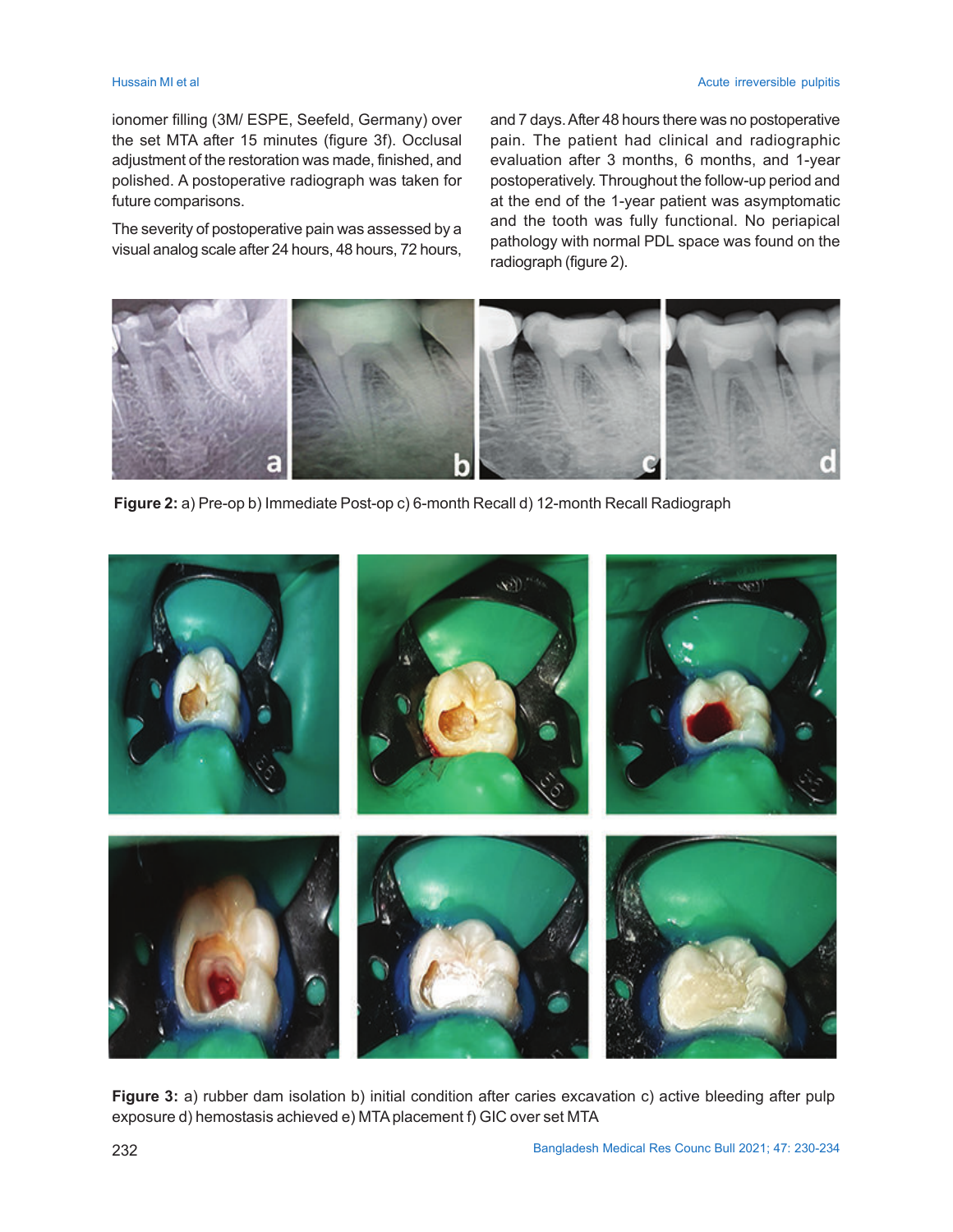ionomer filling (3M/ ESPE, Seefeld, Germany) over the set MTA after 15 minutes (figure 3f). Occlusal adjustment of the restoration was made, finished, and polished. A postoperative radiograph was taken for future comparisons.

The severity of postoperative pain was assessed by a visual analog scale after 24 hours, 48 hours, 72 hours, and 7 days. After 48 hours there was no postoperative pain. The patient had clinical and radiographic evaluation after 3 months, 6 months, and 1-year postoperatively. Throughout the follow-up period and at the end of the 1-year patient was asymptomatic and the tooth was fully functional. No periapical pathology with normal PDL space was found on the radiograph (figure 2).

**Figure 2:** a) Pre-op b) Immediate Post-op c) 6-month Recall d) 12-month Recall Radiograph

**Figure 3:** a) rubber dam isolation b) initial condition after caries excavation c) active bleeding after pulp exposure d) hemostasis achieved e) MTA placement f) GIC over set MTA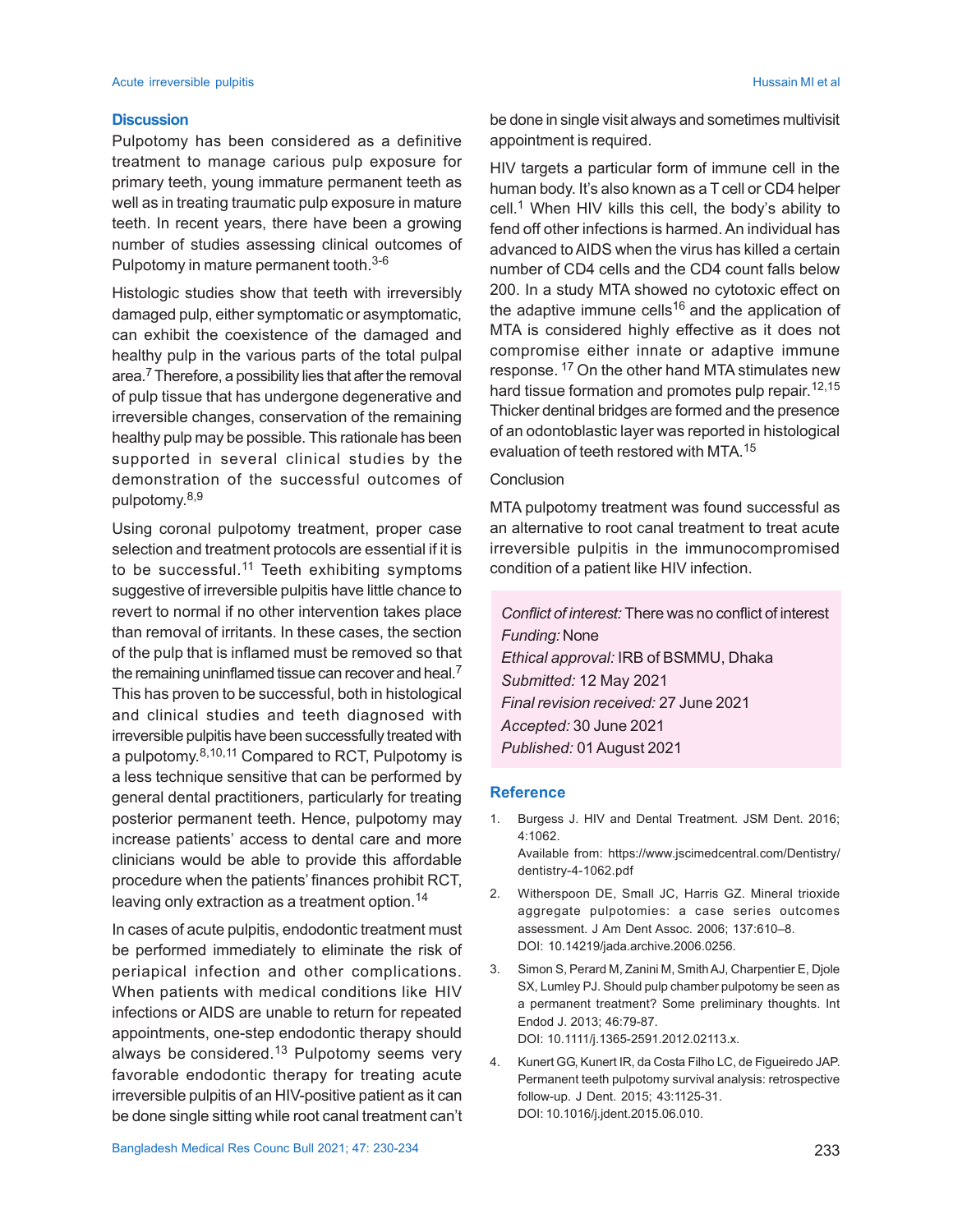## Discussion

Pulpotomy has been considered as a definitive treatment to manage carious pulp exposure for primary teeth, young immature permanent teeth as well as in treating traumatic pulp exposure in mature teeth. In recent years, there have been a growing number of studies assessing clinical outcomes of Pulpotomy in mature permanent tooth.[3-6]

Histologic studies show that teeth with irreversibly damaged pulp, either symptomatic or asymptomatic, can exhibit the coexistence of the damaged and healthy pulp in the various parts of the total pulpal area.[7] Therefore, a possibility lies that after the removal of pulp tissue that has undergone degenerative and irreversible changes, conservation of the remaining healthy pulp may be possible. This rationale has been supported in several clinical studies by the demonstration of the successful outcomes of pulpotomy.[8,9]

Using coronal pulpotomy treatment, proper case selection and treatment protocols are essential if it is to be successful.[11] Teeth exhibiting symptoms suggestive of irreversible pulpitis have little chance to revert to normal if no other intervention takes place than removal of irritants. In these cases, the section of the pulp that is inflamed must be removed so that the remaining uninflamed tissue can recover and heal.[7] This has proven to be successful, both in histological and clinical studies and teeth diagnosed with irreversible pulpitis have been successfully treated with a pulpotomy.[8,10,11] Compared to RCT, Pulpotomy is a less technique sensitive that can be performed by general dental practitioners, particularly for treating posterior permanent teeth. Hence, pulpotomy may increase patients' access to dental care and more clinicians would be able to provide this affordable procedure when the patients' finances prohibit RCT, leaving only extraction as a treatment option.[14]

In cases of acute pulpitis, endodontic treatment must be performed immediately to eliminate the risk of periapical infection and other complications. When patients with medical conditions like HIV infections or AIDS are unable to return for repeated appointments, one-step endodontic therapy should always be considered.[13] Pulpotomy seems very favorable endodontic therapy for treating acute irreversible pulpitis of an HIV-positive patient as it can be done single sitting while root canal treatment can't be done in single visit always and sometimes multivisit appointment is required.

HIV targets a particular form of immune cell in the human body. It's also known as a T cell or CD4 helper cell.[1] When HIV kills this cell, the body's ability to fend off other infections is harmed. An individual has advanced to AIDS when the virus has killed a certain number of CD4 cells and the CD4 count falls below 200. In a study MTA showed no cytotoxic effect on the adaptive immune cells[16] and the application of MTA is considered highly effective as it does not compromise either innate or adaptive immune response. [17] On the other hand MTA stimulates new hard tissue formation and promotes pulp repair.[12,15] Thicker dentinal bridges are formed and the presence of an odontoblastic layer was reported in histological evaluation of teeth restored with MTA.[15]

## Conclusion

MTA pulpotomy treatment was found successful as an alternative to root canal treatment to treat acute irreversible pulpitis in the immunocompromised condition of a patient like HIV infection.

*Conflict of interest:* There was no conflict of interest
*Funding:* None
*Ethical approval:* IRB of BSMMU, Dhaka
*Submitted:* 12 May 2021
*Final revision received:* 27 June 2021
*Accepted:* 30 June 2021
*Published:* 01 August 2021

## Reference

1. Burgess J. HIV and Dental Treatment. JSM Dent. 2016; 4:1062.
   Available from: https://www.jscimedcentral.com/Dentistry/dentistry-4-1062.pdf
2. Witherspoon DE, Small JC, Harris GZ. Mineral trioxide aggregate pulpotomies: a case series outcomes assessment. J Am Dent Assoc. 2006; 137:610–8.
   DOI: 10.14219/jada.archive.2006.0256.
3. Simon S, Perard M, Zanini M, Smith AJ, Charpentier E, Djole SX, Lumley PJ. Should pulp chamber pulpotomy be seen as a permanent treatment? Some preliminary thoughts. Int Endod J. 2013; 46:79-87.
   DOI: 10.1111/j.1365-2591.2012.02113.x.
4. Kunert GG, Kunert IR, da Costa Filho LC, de Figueiredo JAP. Permanent teeth pulpotomy survival analysis: retrospective follow-up. J Dent. 2015; 43:1125-31.
   DOI: 10.1016/j.jdent.2015.06.010.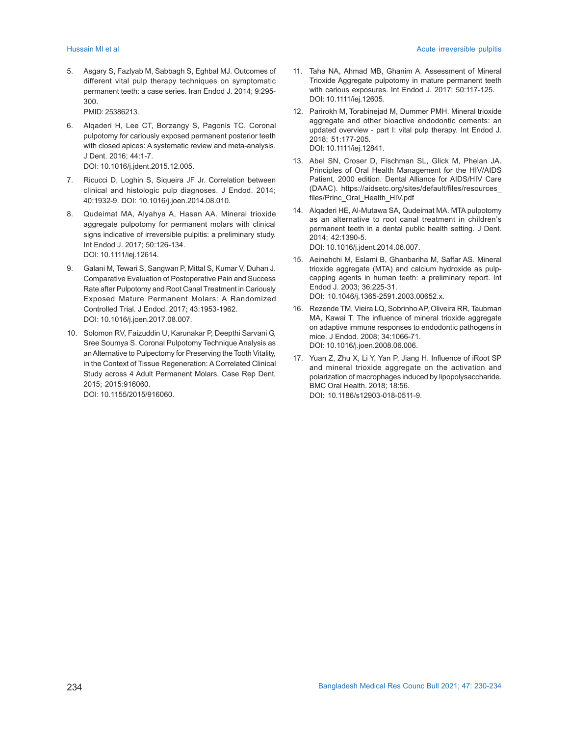5. Asgary S, Fazlyab M, Sabbagh S, Eghbal MJ. Outcomes of different vital pulp therapy techniques on symptomatic permanent teeth: a case series. Iran Endod J. 2014; 9:295-300.
   PMID: 25386213.
6. Alqaderi H, Lee CT, Borzangy S, Pagonis TC. Coronal pulpotomy for cariously exposed permanent posterior teeth with closed apices: A systematic review and meta-analysis. J Dent. 2016; 44:1-7.
   DOI: 10.1016/j.jdent.2015.12.005.
7. Ricucci D, Loghin S, Siqueira JF Jr. Correlation between clinical and histologic pulp diagnoses. J Endod. 2014; 40:1932-9. DOI: 10.1016/j.joen.2014.08.010.
8. Qudeimat MA, Alyahya A, Hasan AA. Mineral trioxide aggregate pulpotomy for permanent molars with clinical signs indicative of irreversible pulpitis: a preliminary study. Int Endod J. 2017; 50:126-134.
   DOI: 10.1111/iej.12614.
9. Galani M, Tewari S, Sangwan P, Mittal S, Kumar V, Duhan J. Comparative Evaluation of Postoperative Pain and Success Rate after Pulpotomy and Root Canal Treatment in Cariously Exposed Mature Permanent Molars: A Randomized Controlled Trial. J Endod. 2017; 43:1953-1962.
   DOI: 10.1016/j.joen.2017.08.007.
10. Solomon RV, Faizuddin U, Karunakar P, Deepthi Sarvani G, Sree Soumya S. Coronal Pulpotomy Technique Analysis as an Alternative to Pulpectomy for Preserving the Tooth Vitality, in the Context of Tissue Regeneration: A Correlated Clinical Study across 4 Adult Permanent Molars. Case Rep Dent. 2015; 2015:916060.
    DOI: 10.1155/2015/916060.
11. Taha NA, Ahmad MB, Ghanim A. Assessment of Mineral Trioxide Aggregate pulpotomy in mature permanent teeth with carious exposures. Int Endod J. 2017; 50:117-125.
    DOI: 10.1111/iej.12605.
12. Parirokh M, Torabinejad M, Dummer PMH. Mineral trioxide aggregate and other bioactive endodontic cements: an updated overview - part I: vital pulp therapy. Int Endod J. 2018; 51:177-205.
    DOI: 10.1111/iej.12841.
13. Abel SN, Croser D, Fischman SL, Glick M, Phelan JA. Principles of Oral Health Management for the HIV/AIDS Patient, 2000 edition. Dental Alliance for AIDS/HIV Care (DAAC). https://aidsetc.org/sites/default/files/resources_files/Princ_Oral_Health_HIV.pdf
14. Alqaderi HE, Al-Mutawa SA, Qudeimat MA. MTA pulpotomy as an alternative to root canal treatment in children's permanent teeth in a dental public health setting. J Dent. 2014; 42:1390-5.
    DOI: 10.1016/j.jdent.2014.06.007.
15. Aeinehchi M, Eslami B, Ghanbariha M, Saffar AS. Mineral trioxide aggregate (MTA) and calcium hydroxide as pulp-capping agents in human teeth: a preliminary report. Int Endod J. 2003; 36:225-31.
    DOI: 10.1046/j.1365-2591.2003.00652.x.
16. Rezende TM, Vieira LQ, Sobrinho AP, Oliveira RR, Taubman MA, Kawai T. The influence of mineral trioxide aggregate on adaptive immune responses to endodontic pathogens in mice. J Endod. 2008; 34:1066-71.
    DOI: 10.1016/j.joen.2008.06.006.
17. Yuan Z, Zhu X, Li Y, Yan P, Jiang H. Influence of iRoot SP and mineral trioxide aggregate on the activation and polarization of macrophages induced by lipopolysaccharide. BMC Oral Health. 2018; 18:56.
    DOI: 10.1186/s12903-018-0511-9.